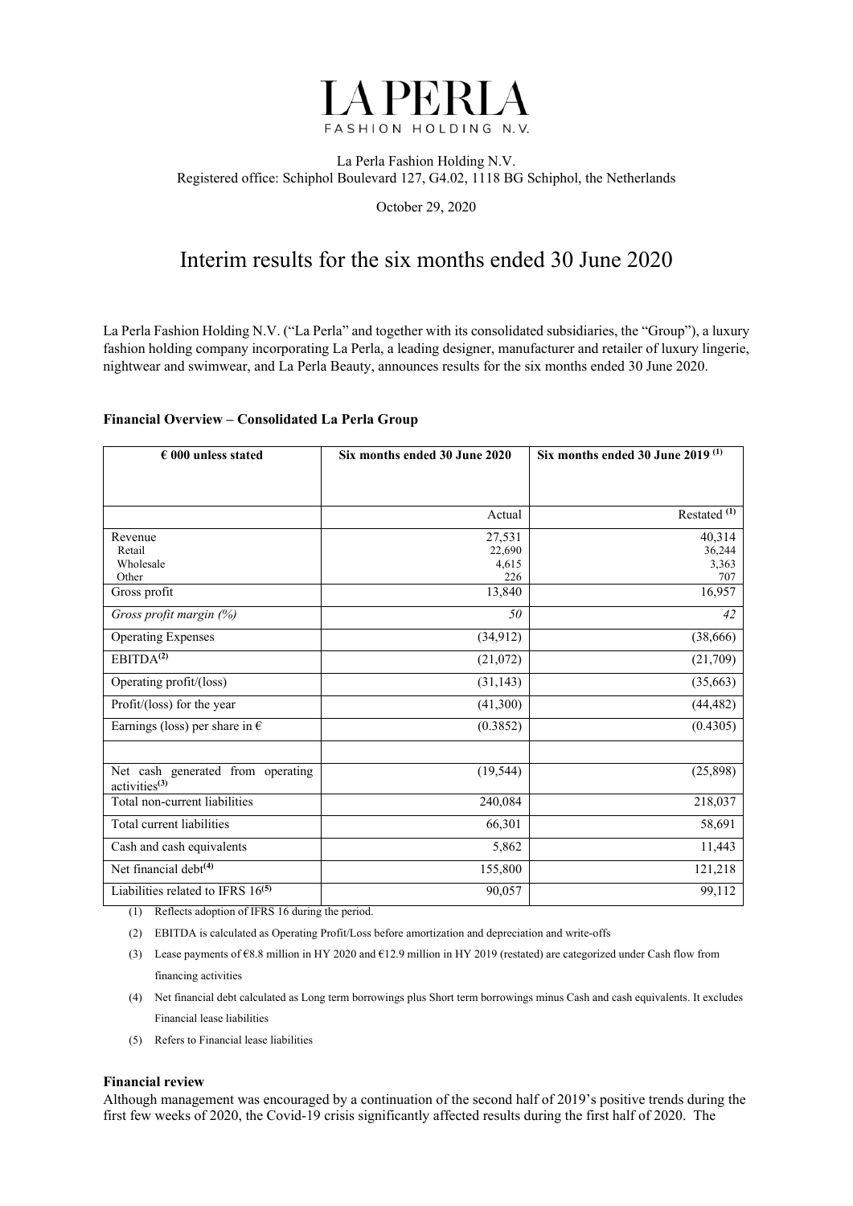# LA PERLA

FASHION HOLDING N.V.

La Perla Fashion Holding N.V.
Registered office: Schiphol Boulevard 127, G4.02, 1118 BG Schiphol, the Netherlands

October 29, 2020

# Interim results for the six months ended 30 June 2020

La Perla Fashion Holding N.V. ("La Perla" and together with its consolidated subsidiaries, the "Group"), a luxury fashion holding company incorporating La Perla, a leading designer, manufacturer and retailer of luxury lingerie, nightwear and swimwear, and La Perla Beauty, announces results for the six months ended 30 June 2020.

**Financial Overview – Consolidated La Perla Group**

| € 000 unless stated | Six months ended 30 June 2020 | Six months ended 30 June 2019 (1) |
|---|---|---|
| | Actual | Restated (1) |
| Revenue | 27,531 | 40,314 |
| Retail | 22,690 | 36,244 |
| Wholesale | 4,615 | 3,363 |
| Other | 226 | 707 |
| Gross profit | 13,840 | 16,957 |
| *Gross profit margin (%)* | *50* | *42* |
| Operating Expenses | (34,912) | (38,666) |
| EBITDA(2) | (21,072) | (21,709) |
| Operating profit/(loss) | (31,143) | (35,663) |
| Profit/(loss) for the year | (41,300) | (44,482) |
| Earnings (loss) per share in € | (0.3852) | (0.4305) |
| | | |
| Net cash generated from operating activities(3) | (19,544) | (25,898) |
| Total non-current liabilities | 240,084 | 218,037 |
| Total current liabilities | 66,301 | 58,691 |
| Cash and cash equivalents | 5,862 | 11,443 |
| Net financial debt(4) | 155,800 | 121,218 |
| Liabilities related to IFRS 16(5) | 90,057 | 99,112 |

(1) Reflects adoption of IFRS 16 during the period.

(2) EBITDA is calculated as Operating Profit/Loss before amortization and depreciation and write-offs

(3) Lease payments of €8.8 million in HY 2020 and €12.9 million in HY 2019 (restated) are categorized under Cash flow from financing activities

(4) Net financial debt calculated as Long term borrowings plus Short term borrowings minus Cash and cash equivalents. It excludes Financial lease liabilities

(5) Refers to Financial lease liabilities

**Financial review**

Although management was encouraged by a continuation of the second half of 2019's positive trends during the first few weeks of 2020, the Covid-19 crisis significantly affected results during the first half of 2020. The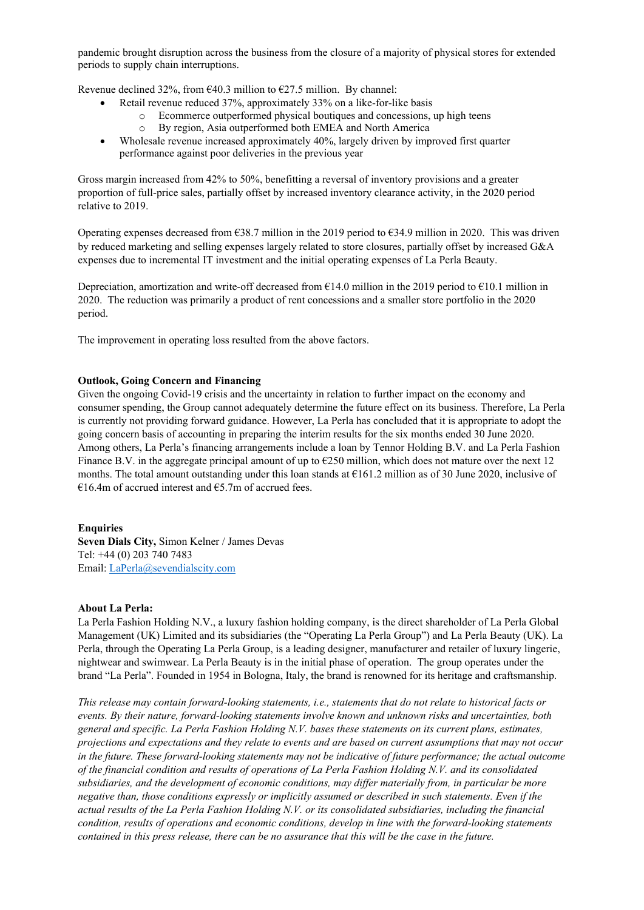pandemic brought disruption across the business from the closure of a majority of physical stores for extended periods to supply chain interruptions.

Revenue declined 32%, from €40.3 million to €27.5 million. By channel:

- Retail revenue reduced 37%, approximately 33% on a like-for-like basis
  - Ecommerce outperformed physical boutiques and concessions, up high teens
  - By region, Asia outperformed both EMEA and North America
- Wholesale revenue increased approximately 40%, largely driven by improved first quarter performance against poor deliveries in the previous year

Gross margin increased from 42% to 50%, benefitting a reversal of inventory provisions and a greater proportion of full-price sales, partially offset by increased inventory clearance activity, in the 2020 period relative to 2019.

Operating expenses decreased from €38.7 million in the 2019 period to €34.9 million in 2020. This was driven by reduced marketing and selling expenses largely related to store closures, partially offset by increased G&A expenses due to incremental IT investment and the initial operating expenses of La Perla Beauty.

Depreciation, amortization and write-off decreased from €14.0 million in the 2019 period to €10.1 million in 2020. The reduction was primarily a product of rent concessions and a smaller store portfolio in the 2020 period.

The improvement in operating loss resulted from the above factors.

**Outlook, Going Concern and Financing**

Given the ongoing Covid-19 crisis and the uncertainty in relation to further impact on the economy and consumer spending, the Group cannot adequately determine the future effect on its business. Therefore, La Perla is currently not providing forward guidance. However, La Perla has concluded that it is appropriate to adopt the going concern basis of accounting in preparing the interim results for the six months ended 30 June 2020. Among others, La Perla's financing arrangements include a loan by Tennor Holding B.V. and La Perla Fashion Finance B.V. in the aggregate principal amount of up to €250 million, which does not mature over the next 12 months. The total amount outstanding under this loan stands at €161.2 million as of 30 June 2020, inclusive of €16.4m of accrued interest and €5.7m of accrued fees.

**Enquiries**
**Seven Dials City,** Simon Kelner / James Devas
Tel: +44 (0) 203 740 7483
Email: LaPerla@sevendialscity.com

**About La Perla:**

La Perla Fashion Holding N.V., a luxury fashion holding company, is the direct shareholder of La Perla Global Management (UK) Limited and its subsidiaries (the "Operating La Perla Group") and La Perla Beauty (UK). La Perla, through the Operating La Perla Group, is a leading designer, manufacturer and retailer of luxury lingerie, nightwear and swimwear. La Perla Beauty is in the initial phase of operation. The group operates under the brand "La Perla". Founded in 1954 in Bologna, Italy, the brand is renowned for its heritage and craftsmanship.

*This release may contain forward-looking statements, i.e., statements that do not relate to historical facts or events. By their nature, forward-looking statements involve known and unknown risks and uncertainties, both general and specific. La Perla Fashion Holding N.V. bases these statements on its current plans, estimates, projections and expectations and they relate to events and are based on current assumptions that may not occur in the future. These forward-looking statements may not be indicative of future performance; the actual outcome of the financial condition and results of operations of La Perla Fashion Holding N.V. and its consolidated subsidiaries, and the development of economic conditions, may differ materially from, in particular be more negative than, those conditions expressly or implicitly assumed or described in such statements. Even if the actual results of the La Perla Fashion Holding N.V. or its consolidated subsidiaries, including the financial condition, results of operations and economic conditions, develop in line with the forward-looking statements contained in this press release, there can be no assurance that this will be the case in the future.*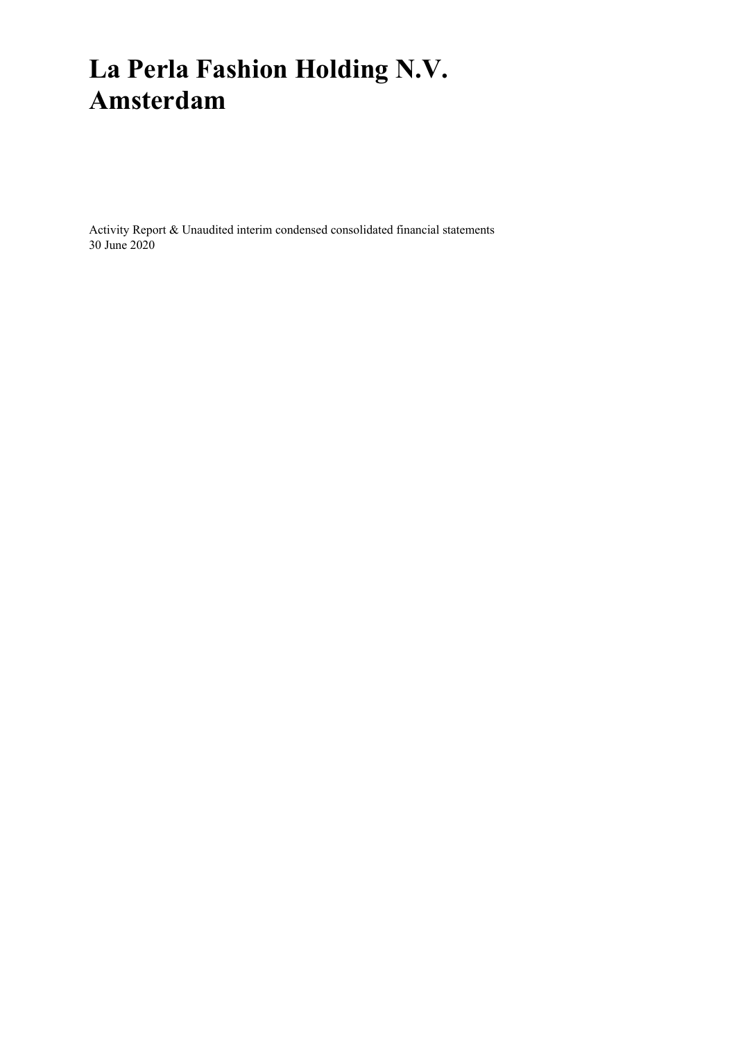# La Perla Fashion Holding N.V.
# Amsterdam

Activity Report & Unaudited interim condensed consolidated financial statements
30 June 2020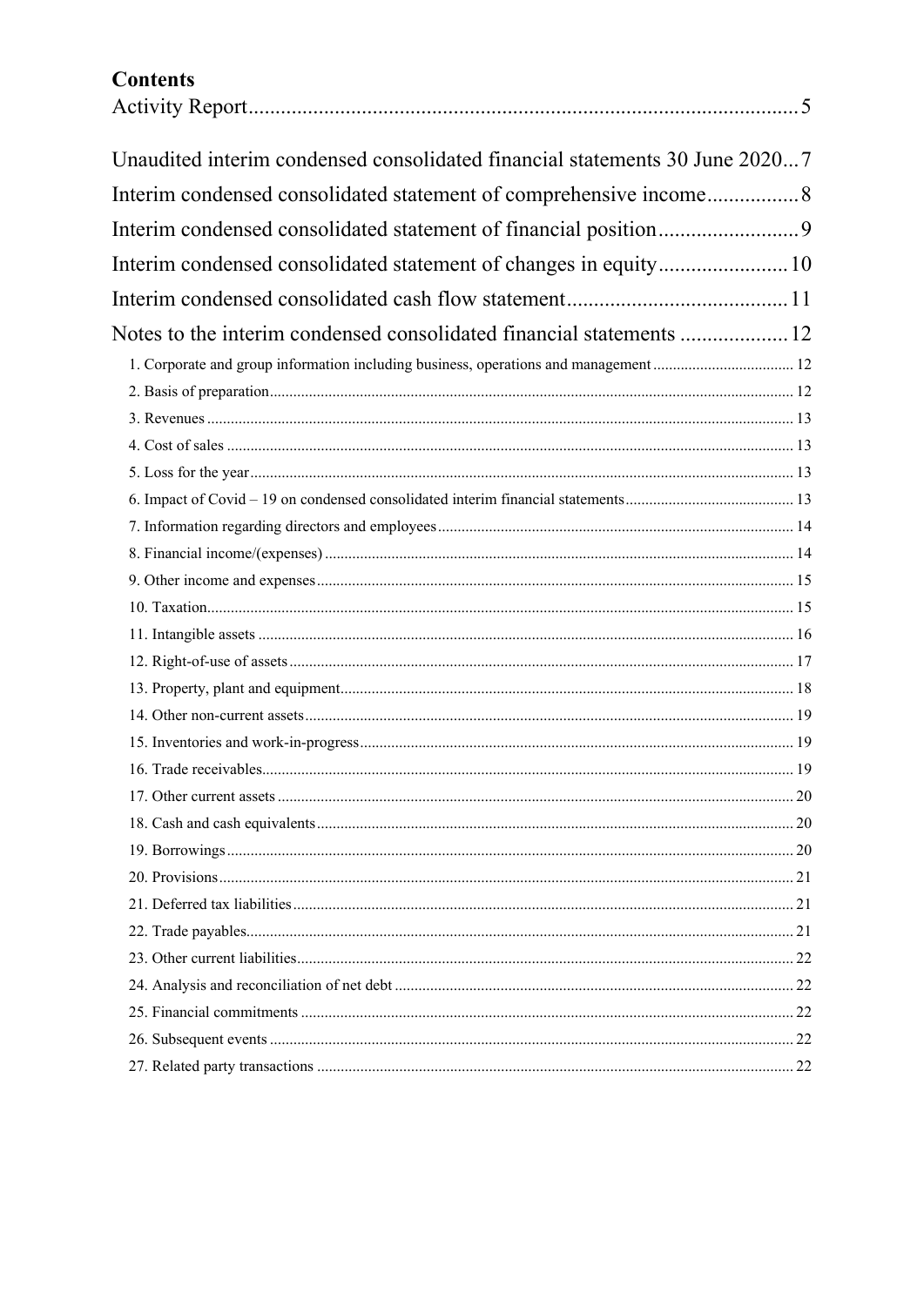# Contents

Activity Report....................................................................................................5

Unaudited interim condensed consolidated financial statements 30 June 2020...7

Interim condensed consolidated statement of comprehensive income.................8

Interim condensed consolidated statement of financial position..........................9

Interim condensed consolidated statement of changes in equity........................10

Interim condensed consolidated cash flow statement.........................................11

Notes to the interim condensed consolidated financial statements ....................12

- 1. Corporate and group information including business, operations and management ....................12
- 2. Basis of preparation....................12
- 3. Revenues ....................13
- 4. Cost of sales ....................13
- 5. Loss for the year....................13
- 6. Impact of Covid – 19 on condensed consolidated interim financial statements....................13
- 7. Information regarding directors and employees....................14
- 8. Financial income/(expenses) ....................14
- 9. Other income and expenses....................15
- 10. Taxation....................15
- 11. Intangible assets ....................16
- 12. Right-of-use of assets....................17
- 13. Property, plant and equipment....................18
- 14. Other non-current assets....................19
- 15. Inventories and work-in-progress....................19
- 16. Trade receivables....................19
- 17. Other current assets ....................20
- 18. Cash and cash equivalents....................20
- 19. Borrowings....................20
- 20. Provisions....................21
- 21. Deferred tax liabilities....................21
- 22. Trade payables....................21
- 23. Other current liabilities....................22
- 24. Analysis and reconciliation of net debt ....................22
- 25. Financial commitments ....................22
- 26. Subsequent events ....................22
- 27. Related party transactions ....................22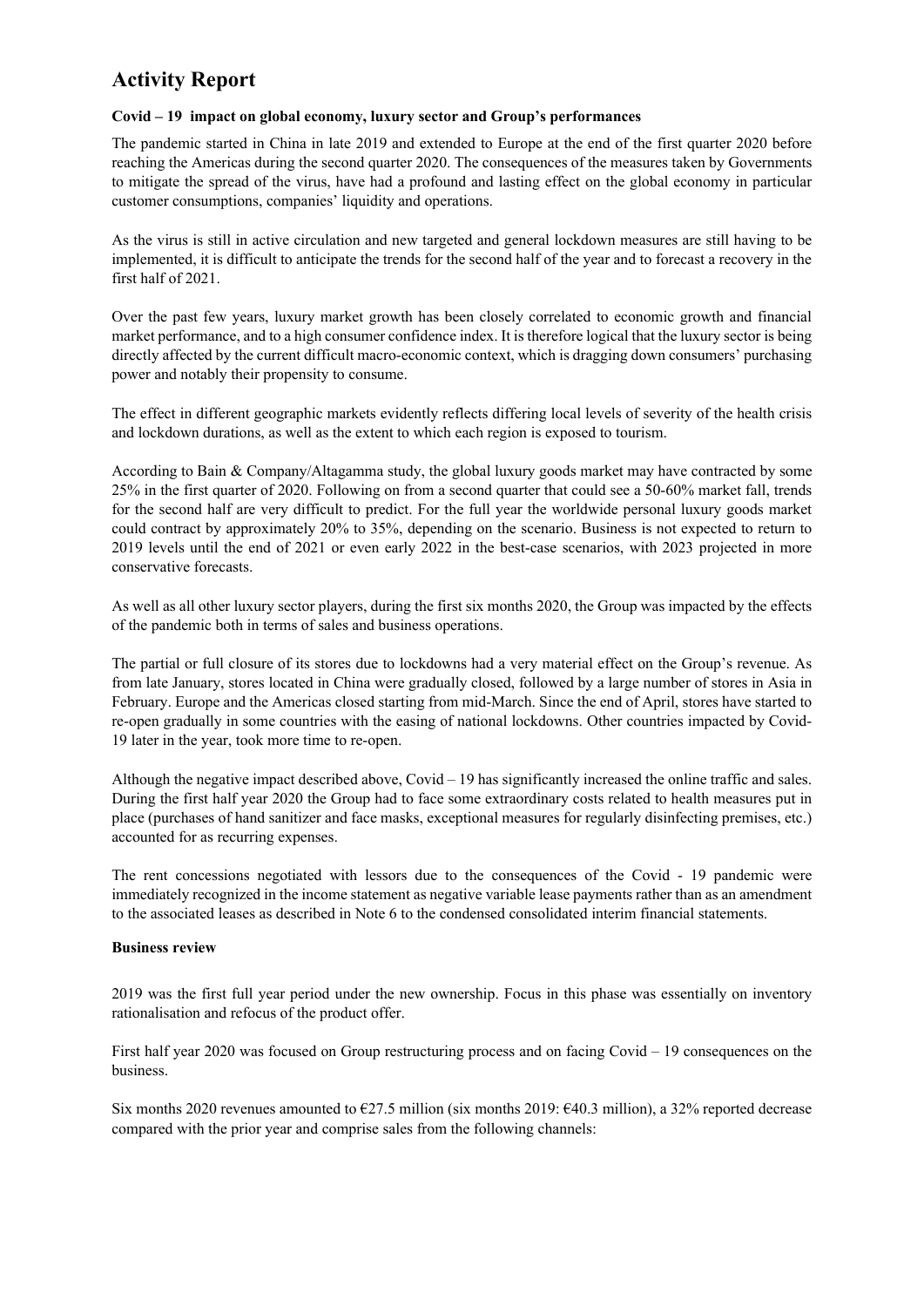# Activity Report

**Covid – 19 impact on global economy, luxury sector and Group's performances**

The pandemic started in China in late 2019 and extended to Europe at the end of the first quarter 2020 before reaching the Americas during the second quarter 2020. The consequences of the measures taken by Governments to mitigate the spread of the virus, have had a profound and lasting effect on the global economy in particular customer consumptions, companies' liquidity and operations.

As the virus is still in active circulation and new targeted and general lockdown measures are still having to be implemented, it is difficult to anticipate the trends for the second half of the year and to forecast a recovery in the first half of 2021.

Over the past few years, luxury market growth has been closely correlated to economic growth and financial market performance, and to a high consumer confidence index. It is therefore logical that the luxury sector is being directly affected by the current difficult macro-economic context, which is dragging down consumers' purchasing power and notably their propensity to consume.

The effect in different geographic markets evidently reflects differing local levels of severity of the health crisis and lockdown durations, as well as the extent to which each region is exposed to tourism.

According to Bain & Company/Altagamma study, the global luxury goods market may have contracted by some 25% in the first quarter of 2020. Following on from a second quarter that could see a 50-60% market fall, trends for the second half are very difficult to predict. For the full year the worldwide personal luxury goods market could contract by approximately 20% to 35%, depending on the scenario. Business is not expected to return to 2019 levels until the end of 2021 or even early 2022 in the best-case scenarios, with 2023 projected in more conservative forecasts.

As well as all other luxury sector players, during the first six months 2020, the Group was impacted by the effects of the pandemic both in terms of sales and business operations.

The partial or full closure of its stores due to lockdowns had a very material effect on the Group's revenue. As from late January, stores located in China were gradually closed, followed by a large number of stores in Asia in February. Europe and the Americas closed starting from mid-March. Since the end of April, stores have started to re-open gradually in some countries with the easing of national lockdowns. Other countries impacted by Covid-19 later in the year, took more time to re-open.

Although the negative impact described above, Covid – 19 has significantly increased the online traffic and sales. During the first half year 2020 the Group had to face some extraordinary costs related to health measures put in place (purchases of hand sanitizer and face masks, exceptional measures for regularly disinfecting premises, etc.) accounted for as recurring expenses.

The rent concessions negotiated with lessors due to the consequences of the Covid - 19 pandemic were immediately recognized in the income statement as negative variable lease payments rather than as an amendment to the associated leases as described in Note 6 to the condensed consolidated interim financial statements.

**Business review**

2019 was the first full year period under the new ownership. Focus in this phase was essentially on inventory rationalisation and refocus of the product offer.

First half year 2020 was focused on Group restructuring process and on facing Covid – 19 consequences on the business.

Six months 2020 revenues amounted to €27.5 million (six months 2019: €40.3 million), a 32% reported decrease compared with the prior year and comprise sales from the following channels: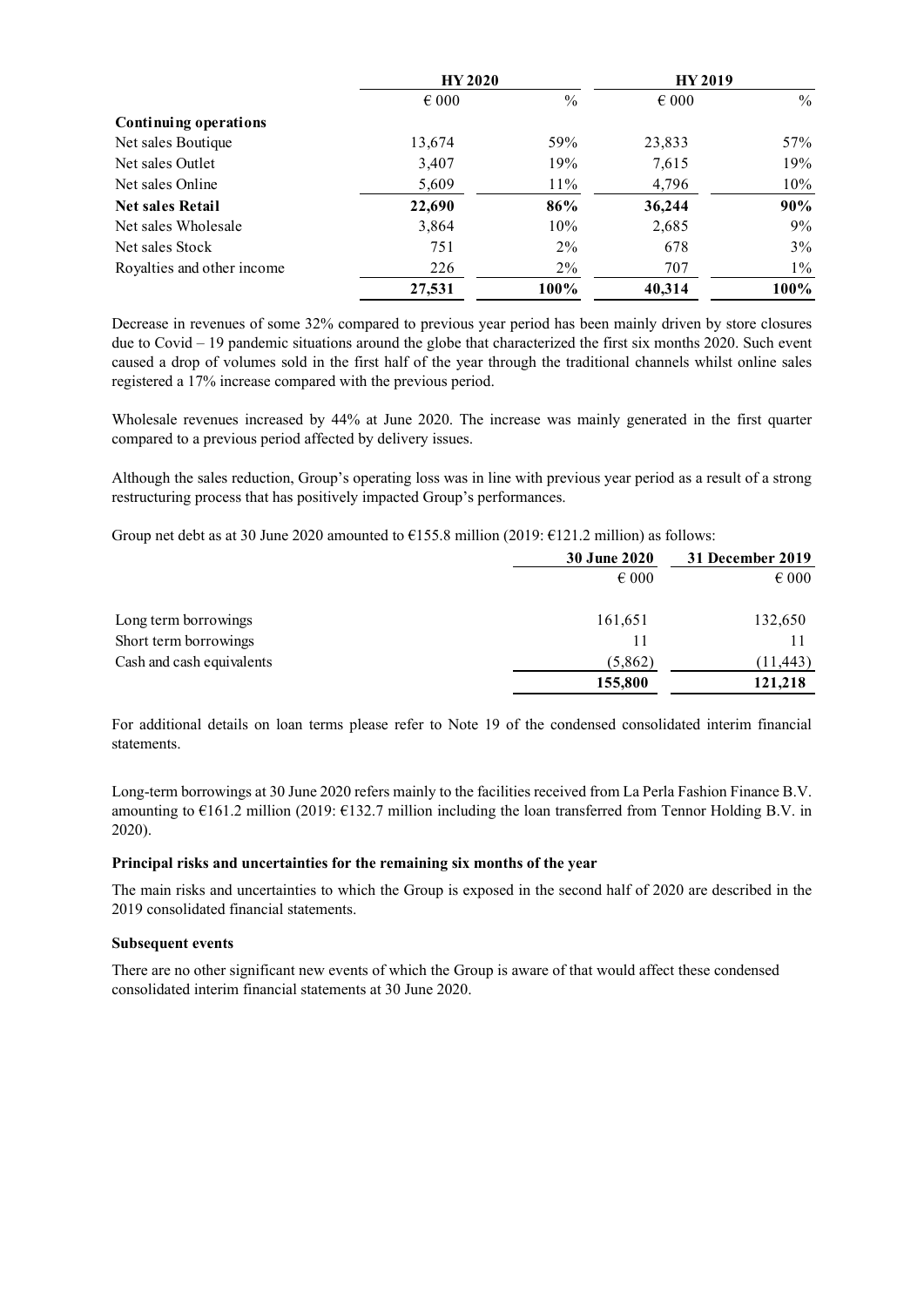| | HY 2020 | | HY 2019 | |
|---|---|---|---|---|
| | € 000 | % | € 000 | % |
| **Continuing operations** | | | | |
| Net sales Boutique | 13,674 | 59% | 23,833 | 57% |
| Net sales Outlet | 3,407 | 19% | 7,615 | 19% |
| Net sales Online | 5,609 | 11% | 4,796 | 10% |
| **Net sales Retail** | **22,690** | **86%** | **36,244** | **90%** |
| Net sales Wholesale | 3,864 | 10% | 2,685 | 9% |
| Net sales Stock | 751 | 2% | 678 | 3% |
| Royalties and other income | 226 | 2% | 707 | 1% |
| | **27,531** | **100%** | **40,314** | **100%** |

Decrease in revenues of some 32% compared to previous year period has been mainly driven by store closures due to Covid – 19 pandemic situations around the globe that characterized the first six months 2020. Such event caused a drop of volumes sold in the first half of the year through the traditional channels whilst online sales registered a 17% increase compared with the previous period.

Wholesale revenues increased by 44% at June 2020. The increase was mainly generated in the first quarter compared to a previous period affected by delivery issues.

Although the sales reduction, Group's operating loss was in line with previous year period as a result of a strong restructuring process that has positively impacted Group's performances.

Group net debt as at 30 June 2020 amounted to €155.8 million (2019: €121.2 million) as follows:

| | 30 June 2020 | 31 December 2019 |
|---|---|---|
| | € 000 | € 000 |
| Long term borrowings | 161,651 | 132,650 |
| Short term borrowings | 11 | 11 |
| Cash and cash equivalents | (5,862) | (11,443) |
| | **155,800** | **121,218** |

For additional details on loan terms please refer to Note 19 of the condensed consolidated interim financial statements.

Long-term borrowings at 30 June 2020 refers mainly to the facilities received from La Perla Fashion Finance B.V. amounting to €161.2 million (2019: €132.7 million including the loan transferred from Tennor Holding B.V. in 2020).

**Principal risks and uncertainties for the remaining six months of the year**

The main risks and uncertainties to which the Group is exposed in the second half of 2020 are described in the 2019 consolidated financial statements.

**Subsequent events**

There are no other significant new events of which the Group is aware of that would affect these condensed consolidated interim financial statements at 30 June 2020.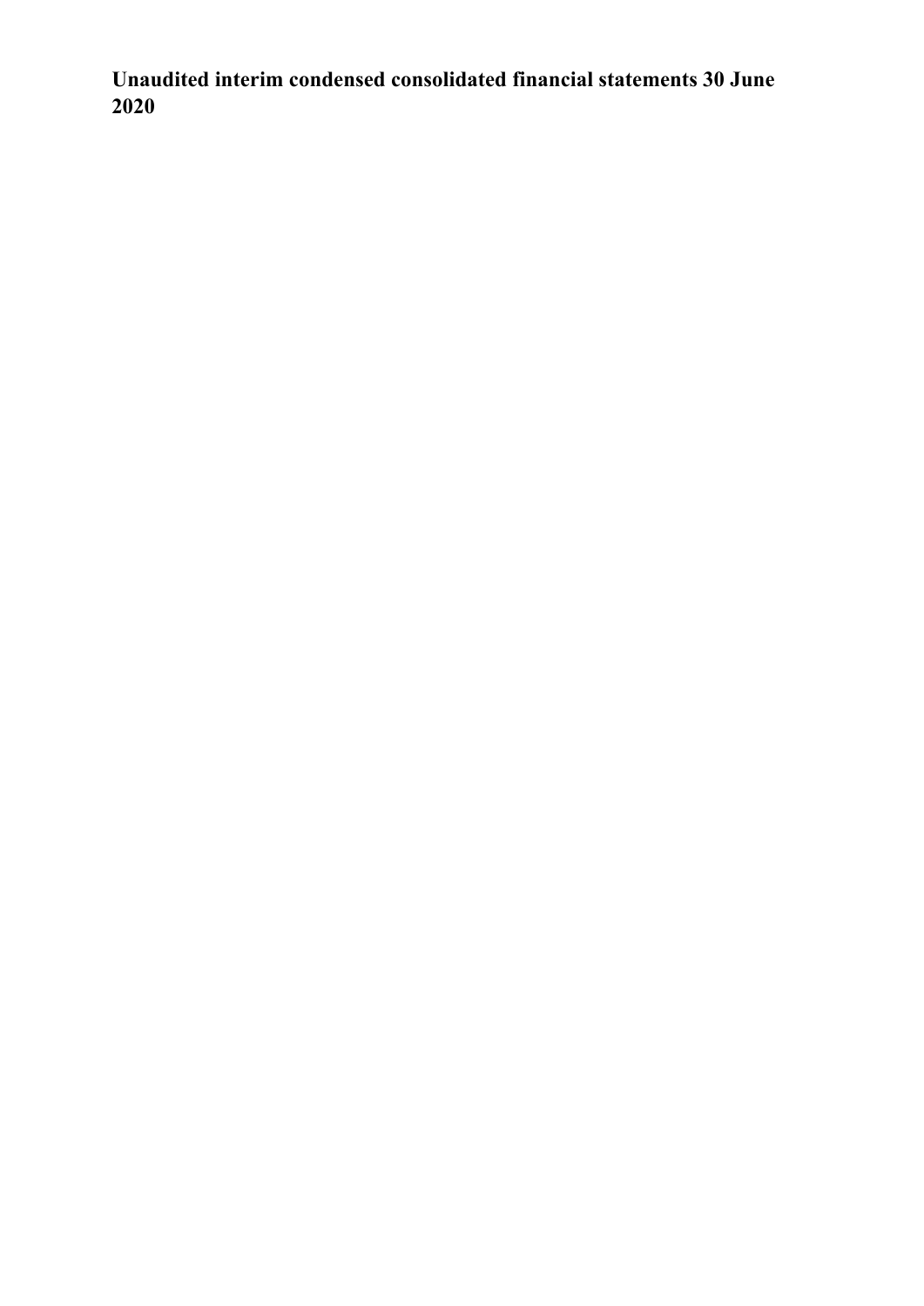**Unaudited interim condensed consolidated financial statements 30 June 2020**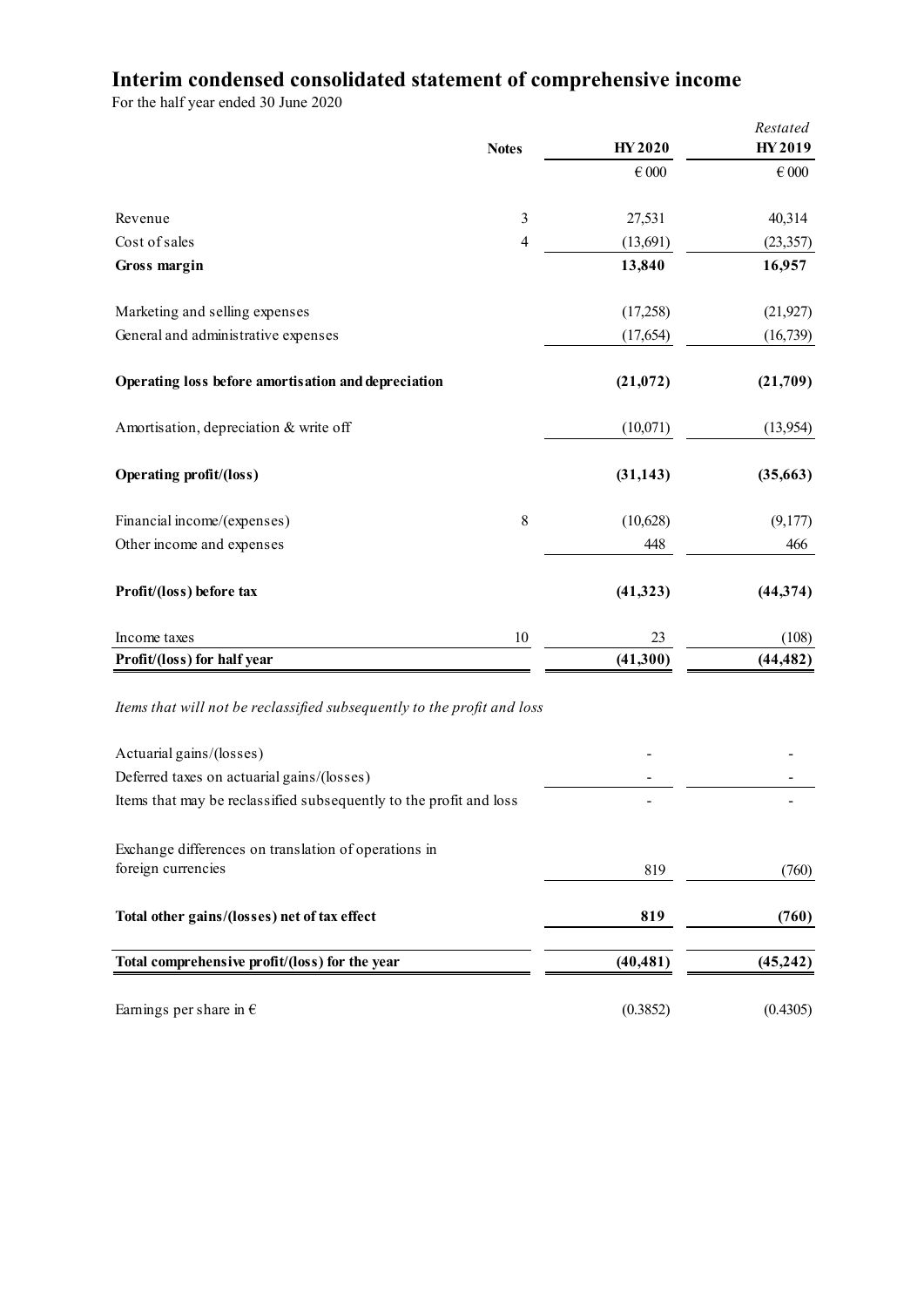# Interim condensed consolidated statement of comprehensive income

For the half year ended 30 June 2020

| | Notes | HY 2020 | *Restated* HY 2019 |
|---|---|---|---|
| | | € 000 | € 000 |
| Revenue | 3 | 27,531 | 40,314 |
| Cost of sales | 4 | (13,691) | (23,357) |
| **Gross margin** | | **13,840** | **16,957** |
| Marketing and selling expenses | | (17,258) | (21,927) |
| General and administrative expenses | | (17,654) | (16,739) |
| **Operating loss before amortisation and depreciation** | | **(21,072)** | **(21,709)** |
| Amortisation, depreciation & write off | | (10,071) | (13,954) |
| **Operating profit/(loss)** | | **(31,143)** | **(35,663)** |
| Financial income/(expenses) | 8 | (10,628) | (9,177) |
| Other income and expenses | | 448 | 466 |
| **Profit/(loss) before tax** | | **(41,323)** | **(44,374)** |
| Income taxes | 10 | 23 | (108) |
| **Profit/(loss) for half year** | | **(41,300)** | **(44,482)** |
| *Items that will not be reclassified subsequently to the profit and loss* | | | |
| Actuarial gains/(losses) | | - | - |
| Deferred taxes on actuarial gains/(losses) | | - | - |
| Items that may be reclassified subsequently to the profit and loss | | - | - |
| Exchange differences on translation of operations in foreign currencies | | 819 | (760) |
| **Total other gains/(losses) net of tax effect** | | **819** | **(760)** |
| **Total comprehensive profit/(loss) for the year** | | **(40,481)** | **(45,242)** |
| Earnings per share in € | | (0.3852) | (0.4305) |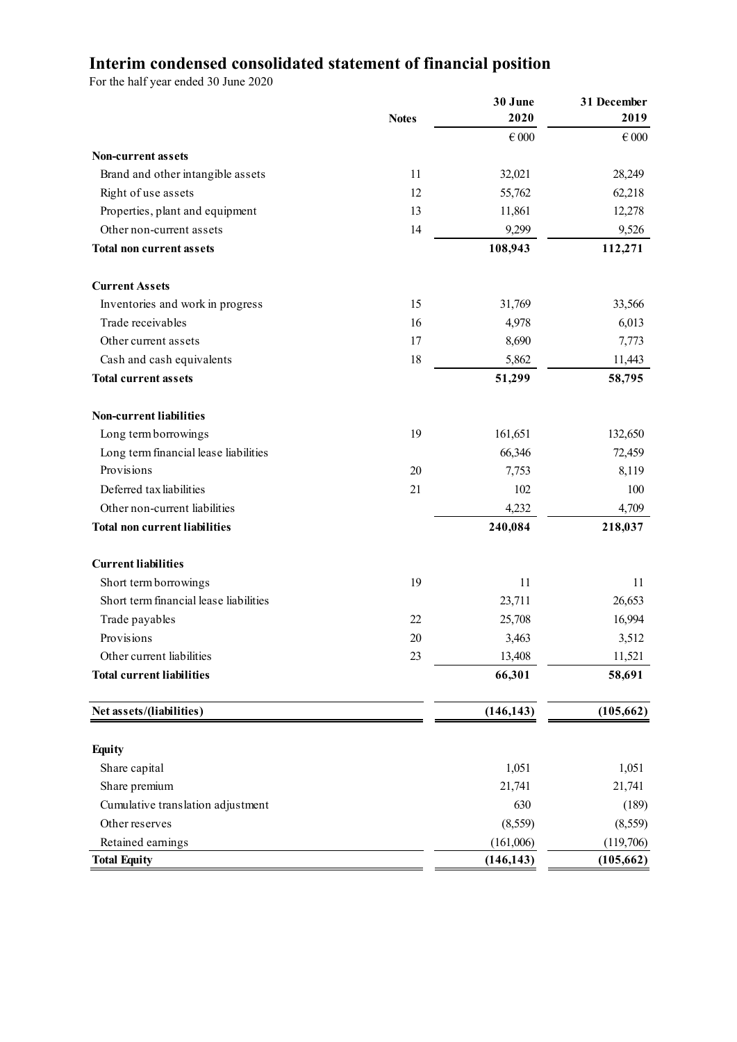# Interim condensed consolidated statement of financial position

For the half year ended 30 June 2020

| | Notes | 30 June 2020 | 31 December 2019 |
|---|---|---|---|
| | | € 000 | € 000 |
| **Non-current assets** | | | |
| Brand and other intangible assets | 11 | 32,021 | 28,249 |
| Right of use assets | 12 | 55,762 | 62,218 |
| Properties, plant and equipment | 13 | 11,861 | 12,278 |
| Other non-current assets | 14 | 9,299 | 9,526 |
| **Total non current assets** | | **108,943** | **112,271** |
| **Current Assets** | | | |
| Inventories and work in progress | 15 | 31,769 | 33,566 |
| Trade receivables | 16 | 4,978 | 6,013 |
| Other current assets | 17 | 8,690 | 7,773 |
| Cash and cash equivalents | 18 | 5,862 | 11,443 |
| **Total current assets** | | **51,299** | **58,795** |
| **Non-current liabilities** | | | |
| Long term borrowings | 19 | 161,651 | 132,650 |
| Long term financial lease liabilities | | 66,346 | 72,459 |
| Provisions | 20 | 7,753 | 8,119 |
| Deferred tax liabilities | 21 | 102 | 100 |
| Other non-current liabilities | | 4,232 | 4,709 |
| **Total non current liabilities** | | **240,084** | **218,037** |
| **Current liabilities** | | | |
| Short term borrowings | 19 | 11 | 11 |
| Short term financial lease liabilities | | 23,711 | 26,653 |
| Trade payables | 22 | 25,708 | 16,994 |
| Provisions | 20 | 3,463 | 3,512 |
| Other current liabilities | 23 | 13,408 | 11,521 |
| **Total current liabilities** | | **66,301** | **58,691** |
| **Net assets/(liabilities)** | | **(146,143)** | **(105,662)** |
| **Equity** | | | |
| Share capital | | 1,051 | 1,051 |
| Share premium | | 21,741 | 21,741 |
| Cumulative translation adjustment | | 630 | (189) |
| Other reserves | | (8,559) | (8,559) |
| Retained earnings | | (161,006) | (119,706) |
| **Total Equity** | | **(146,143)** | **(105,662)** |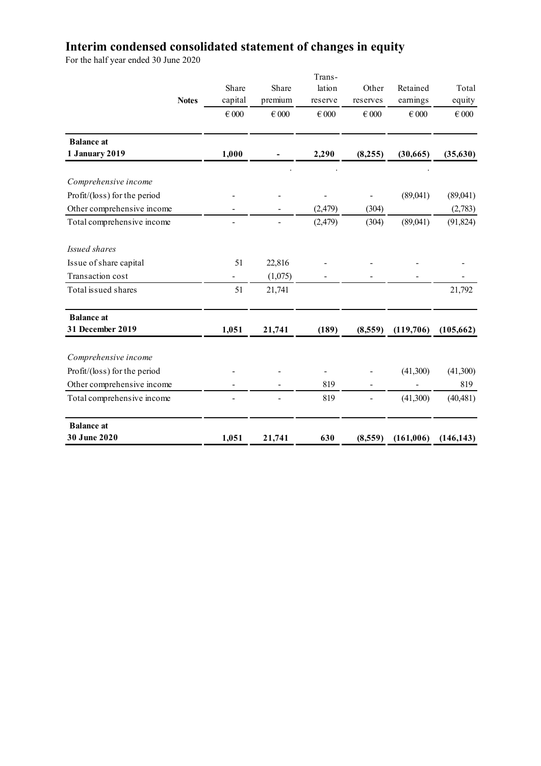# Interim condensed consolidated statement of changes in equity

For the half year ended 30 June 2020

| | Notes | Share capital | Share premium | Translation reserve | Other reserves | Retained earnings | Total equity |
|---|---|---|---|---|---|---|---|
| | | € 000 | € 000 | € 000 | € 000 | € 000 | € 000 |
| **Balance at 1 January 2019** | | **1,000** | **-** | **2,290** | **(8,255)** | **(30,665)** | **(35,630)** |
| *Comprehensive income* | | | | | | | |
| Profit/(loss) for the period | | - | - | - | - | (89,041) | (89,041) |
| Other comprehensive income | | - | - | (2,479) | (304) | | (2,783) |
| Total comprehensive income | | - | - | (2,479) | (304) | (89,041) | (91,824) |
| *Issued shares* | | | | | | | |
| Issue of share capital | | 51 | 22,816 | - | - | - | - |
| Transaction cost | | - | (1,075) | - | - | - | - |
| Total issued shares | | 51 | 21,741 | | | | 21,792 |
| **Balance at 31 December 2019** | | **1,051** | **21,741** | **(189)** | **(8,559)** | **(119,706)** | **(105,662)** |
| *Comprehensive income* | | | | | | | |
| Profit/(loss) for the period | | - | - | - | - | (41,300) | (41,300) |
| Other comprehensive income | | - | - | 819 | - | - | 819 |
| Total comprehensive income | | - | - | 819 | - | (41,300) | (40,481) |
| **Balance at 30 June 2020** | | **1,051** | **21,741** | **630** | **(8,559)** | **(161,006)** | **(146,143)** |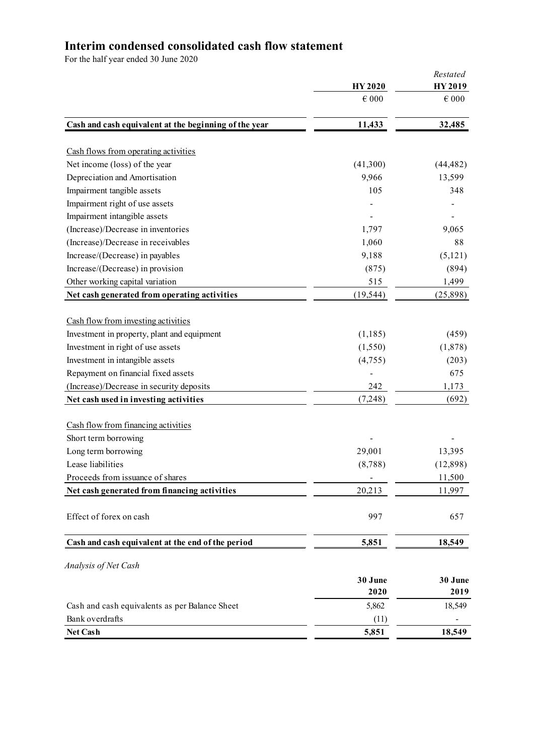# Interim condensed consolidated cash flow statement

For the half year ended 30 June 2020

| | HY 2020 | *Restated* HY 2019 |
|---|---|---|
| | € 000 | € 000 |
| **Cash and cash equivalent at the beginning of the year** | **11,433** | **32,485** |
| Cash flows from operating activities | | |
| Net income (loss) of the year | (41,300) | (44,482) |
| Depreciation and Amortisation | 9,966 | 13,599 |
| Impairment tangible assets | 105 | 348 |
| Impairment right of use assets | - | - |
| Impairment intangible assets | - | - |
| (Increase)/Decrease in inventories | 1,797 | 9,065 |
| (Increase)/Decrease in receivables | 1,060 | 88 |
| Increase/(Decrease) in payables | 9,188 | (5,121) |
| Increase/(Decrease) in provision | (875) | (894) |
| Other working capital variation | 515 | 1,499 |
| **Net cash generated from operating activities** | (19,544) | (25,898) |
| Cash flow from investing activities | | |
| Investment in property, plant and equipment | (1,185) | (459) |
| Investment in right of use assets | (1,550) | (1,878) |
| Investment in intangible assets | (4,755) | (203) |
| Repayment on financial fixed assets | - | 675 |
| (Increase)/Decrease in security deposits | 242 | 1,173 |
| **Net cash used in investing activities** | (7,248) | (692) |
| Cash flow from financing activities | | |
| Short term borrowing | - | - |
| Long term borrowing | 29,001 | 13,395 |
| Lease liabilities | (8,788) | (12,898) |
| Proceeds from issuance of shares | - | 11,500 |
| **Net cash generated from financing activities** | 20,213 | 11,997 |
| Effect of forex on cash | 997 | 657 |
| **Cash and cash equivalent at the end of the period** | **5,851** | **18,549** |

*Analysis of Net Cash*

| | 30 June 2020 | 30 June 2019 |
|---|---|---|
| Cash and cash equivalents as per Balance Sheet | 5,862 | 18,549 |
| Bank overdrafts | (11) | - |
| **Net Cash** | **5,851** | **18,549** |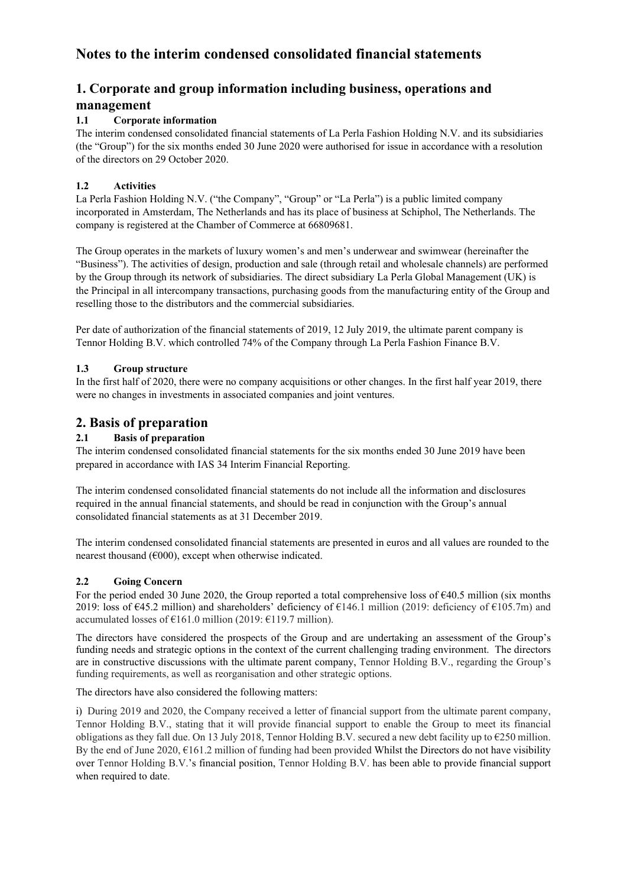# Notes to the interim condensed consolidated financial statements

## 1. Corporate and group information including business, operations and management

### 1.1 Corporate information

The interim condensed consolidated financial statements of La Perla Fashion Holding N.V. and its subsidiaries (the "Group") for the six months ended 30 June 2020 were authorised for issue in accordance with a resolution of the directors on 29 October 2020.

### 1.2 Activities

La Perla Fashion Holding N.V. ("the Company", "Group" or "La Perla") is a public limited company incorporated in Amsterdam, The Netherlands and has its place of business at Schiphol, The Netherlands. The company is registered at the Chamber of Commerce at 66809681.

The Group operates in the markets of luxury women's and men's underwear and swimwear (hereinafter the "Business"). The activities of design, production and sale (through retail and wholesale channels) are performed by the Group through its network of subsidiaries. The direct subsidiary La Perla Global Management (UK) is the Principal in all intercompany transactions, purchasing goods from the manufacturing entity of the Group and reselling those to the distributors and the commercial subsidiaries.

Per date of authorization of the financial statements of 2019, 12 July 2019, the ultimate parent company is Tennor Holding B.V. which controlled 74% of the Company through La Perla Fashion Finance B.V.

### 1.3 Group structure

In the first half of 2020, there were no company acquisitions or other changes. In the first half year 2019, there were no changes in investments in associated companies and joint ventures.

## 2. Basis of preparation

### 2.1 Basis of preparation

The interim condensed consolidated financial statements for the six months ended 30 June 2019 have been prepared in accordance with IAS 34 Interim Financial Reporting.

The interim condensed consolidated financial statements do not include all the information and disclosures required in the annual financial statements, and should be read in conjunction with the Group's annual consolidated financial statements as at 31 December 2019.

The interim condensed consolidated financial statements are presented in euros and all values are rounded to the nearest thousand (€000), except when otherwise indicated.

### 2.2 Going Concern

For the period ended 30 June 2020, the Group reported a total comprehensive loss of €40.5 million (six months 2019: loss of €45.2 million) and shareholders' deficiency of €146.1 million (2019: deficiency of €105.7m) and accumulated losses of €161.0 million (2019: €119.7 million).

The directors have considered the prospects of the Group and are undertaking an assessment of the Group's funding needs and strategic options in the context of the current challenging trading environment. The directors are in constructive discussions with the ultimate parent company, Tennor Holding B.V., regarding the Group's funding requirements, as well as reorganisation and other strategic options.

The directors have also considered the following matters:

i) During 2019 and 2020, the Company received a letter of financial support from the ultimate parent company, Tennor Holding B.V., stating that it will provide financial support to enable the Group to meet its financial obligations as they fall due. On 13 July 2018, Tennor Holding B.V. secured a new debt facility up to €250 million. By the end of June 2020, €161.2 million of funding had been provided Whilst the Directors do not have visibility over Tennor Holding B.V.'s financial position, Tennor Holding B.V. has been able to provide financial support when required to date.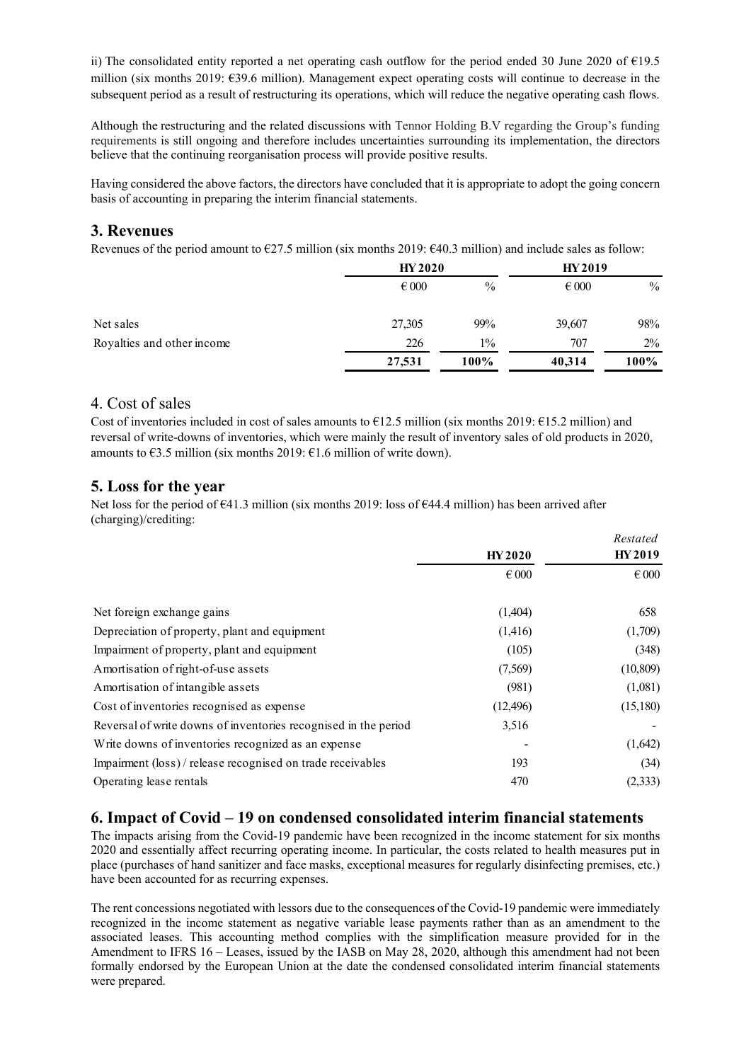ii) The consolidated entity reported a net operating cash outflow for the period ended 30 June 2020 of €19.5 million (six months 2019: €39.6 million). Management expect operating costs will continue to decrease in the subsequent period as a result of restructuring its operations, which will reduce the negative operating cash flows.

Although the restructuring and the related discussions with Tennor Holding B.V regarding the Group's funding requirements is still ongoing and therefore includes uncertainties surrounding its implementation, the directors believe that the continuing reorganisation process will provide positive results.

Having considered the above factors, the directors have concluded that it is appropriate to adopt the going concern basis of accounting in preparing the interim financial statements.

## 3. Revenues

Revenues of the period amount to €27.5 million (six months 2019: €40.3 million) and include sales as follow:

| | HY 2020 | | HY 2019 | |
|---|---|---|---|---|
| | € 000 | % | € 000 | % |
| Net sales | 27,305 | 99% | 39,607 | 98% |
| Royalties and other income | 226 | 1% | 707 | 2% |
| | **27,531** | **100%** | **40,314** | **100%** |

## 4. Cost of sales

Cost of inventories included in cost of sales amounts to €12.5 million (six months 2019: €15.2 million) and reversal of write-downs of inventories, which were mainly the result of inventory sales of old products in 2020, amounts to €3.5 million (six months 2019: €1.6 million of write down).

## 5. Loss for the year

Net loss for the period of €41.3 million (six months 2019: loss of €44.4 million) has been arrived after (charging)/crediting:

| | HY 2020 | *Restated* HY 2019 |
|---|---|---|
| | € 000 | € 000 |
| Net foreign exchange gains | (1,404) | 658 |
| Depreciation of property, plant and equipment | (1,416) | (1,709) |
| Impairment of property, plant and equipment | (105) | (348) |
| Amortisation of right-of-use assets | (7,569) | (10,809) |
| Amortisation of intangible assets | (981) | (1,081) |
| Cost of inventories recognised as expense | (12,496) | (15,180) |
| Reversal of write downs of inventories recognised in the period | 3,516 | - |
| Write downs of inventories recognized as an expense | - | (1,642) |
| Impairment (loss) / release recognised on trade receivables | 193 | (34) |
| Operating lease rentals | 470 | (2,333) |

## 6. Impact of Covid – 19 on condensed consolidated interim financial statements

The impacts arising from the Covid-19 pandemic have been recognized in the income statement for six months 2020 and essentially affect recurring operating income. In particular, the costs related to health measures put in place (purchases of hand sanitizer and face masks, exceptional measures for regularly disinfecting premises, etc.) have been accounted for as recurring expenses.

The rent concessions negotiated with lessors due to the consequences of the Covid-19 pandemic were immediately recognized in the income statement as negative variable lease payments rather than as an amendment to the associated leases. This accounting method complies with the simplification measure provided for in the Amendment to IFRS 16 – Leases, issued by the IASB on May 28, 2020, although this amendment had not been formally endorsed by the European Union at the date the condensed consolidated interim financial statements were prepared.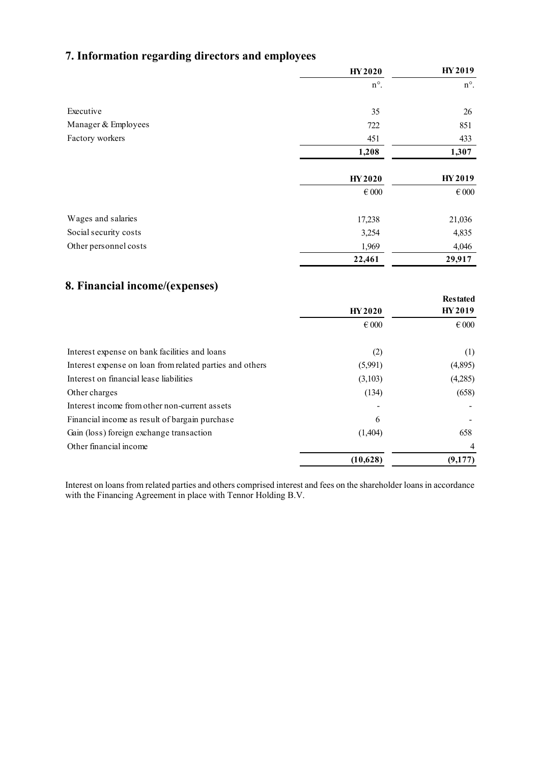## 7. Information regarding directors and employees

| | HY 2020 | HY 2019 |
|---|---|---|
| | n°. | n°. |
| Executive | 35 | 26 |
| Manager & Employees | 722 | 851 |
| Factory workers | 451 | 433 |
| | **1,208** | **1,307** |

| | HY 2020 | HY 2019 |
|---|---|---|
| | € 000 | € 000 |
| Wages and salaries | 17,238 | 21,036 |
| Social security costs | 3,254 | 4,835 |
| Other personnel costs | 1,969 | 4,046 |
| | **22,461** | **29,917** |

## 8. Financial income/(expenses)

| | HY 2020 | Restated HY 2019 |
|---|---|---|
| | € 000 | € 000 |
| Interest expense on bank facilities and loans | (2) | (1) |
| Interest expense on loan from related parties and others | (5,991) | (4,895) |
| Interest on financial lease liabilities | (3,103) | (4,285) |
| Other charges | (134) | (658) |
| Interest income from other non-current assets | - | - |
| Financial income as result of bargain purchase | 6 | - |
| Gain (loss) foreign exchange transaction | (1,404) | 658 |
| Other financial income | | 4 |
| | **(10,628)** | **(9,177)** |

Interest on loans from related parties and others comprised interest and fees on the shareholder loans in accordance with the Financing Agreement in place with Tennor Holding B.V.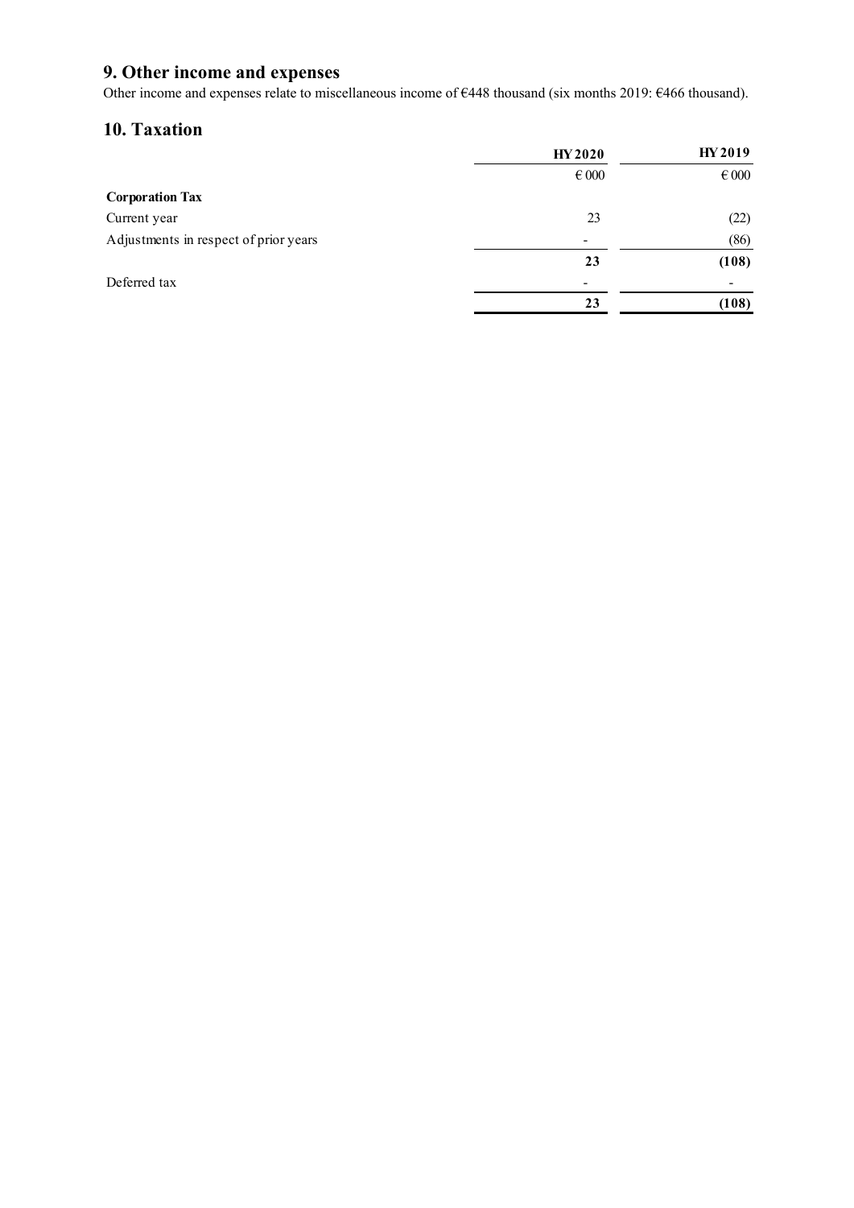## 9. Other income and expenses

Other income and expenses relate to miscellaneous income of €448 thousand (six months 2019: €466 thousand).

## 10. Taxation

| | HY 2020 | HY 2019 |
|---|---|---|
| | € 000 | € 000 |
| **Corporation Tax** | | |
| Current year | 23 | (22) |
| Adjustments in respect of prior years | - | (86) |
| | **23** | **(108)** |
| Deferred tax | - | - |
| | **23** | **(108)** |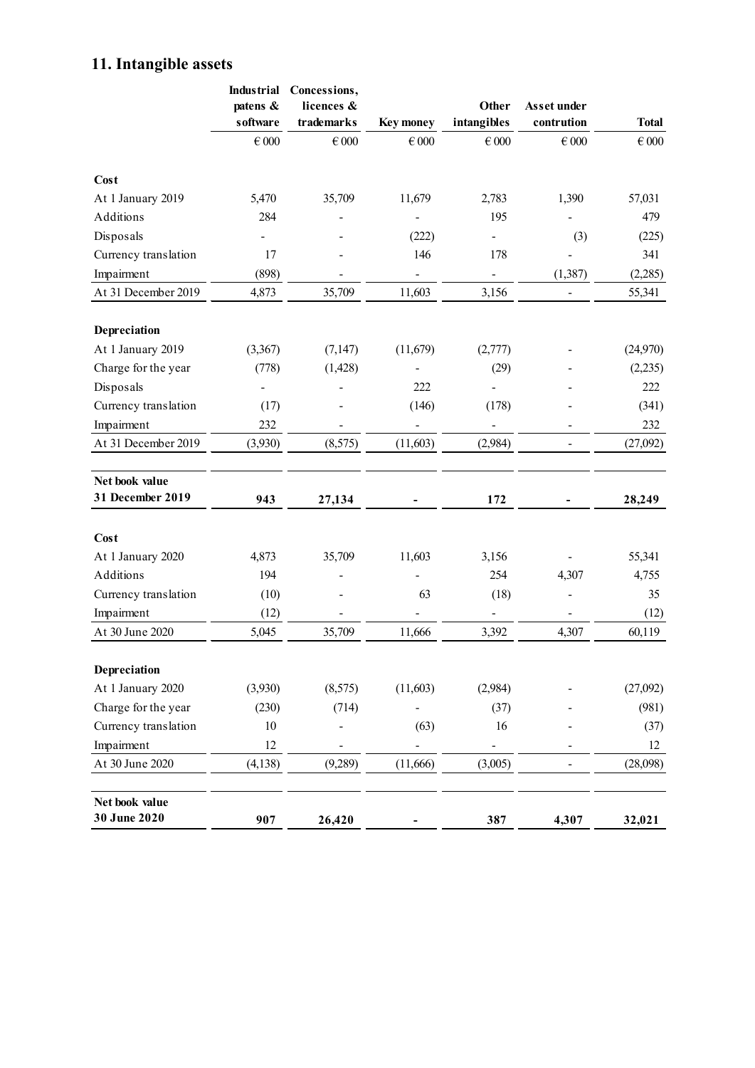## 11. Intangible assets

| | Industrial patens & software | Concessions, licences & trademarks | Key money | Other intangibles | Asset under contrution | Total |
|---|---|---|---|---|---|---|
| | € 000 | € 000 | € 000 | € 000 | € 000 | € 000 |
| **Cost** | | | | | | |
| At 1 January 2019 | 5,470 | 35,709 | 11,679 | 2,783 | 1,390 | 57,031 |
| Additions | 284 | - | - | 195 | - | 479 |
| Disposals | - | - | (222) | - | (3) | (225) |
| Currency translation | 17 | - | 146 | 178 | - | 341 |
| Impairment | (898) | - | - | - | (1,387) | (2,285) |
| At 31 December 2019 | 4,873 | 35,709 | 11,603 | 3,156 | - | 55,341 |
| **Depreciation** | | | | | | |
| At 1 January 2019 | (3,367) | (7,147) | (11,679) | (2,777) | - | (24,970) |
| Charge for the year | (778) | (1,428) | - | (29) | - | (2,235) |
| Disposals | - | - | 222 | - | - | 222 |
| Currency translation | (17) | - | (146) | (178) | - | (341) |
| Impairment | 232 | - | - | - | - | 232 |
| At 31 December 2019 | (3,930) | (8,575) | (11,603) | (2,984) | - | (27,092) |
| **Net book value 31 December 2019** | **943** | **27,134** | **-** | **172** | **-** | **28,249** |
| **Cost** | | | | | | |
| At 1 January 2020 | 4,873 | 35,709 | 11,603 | 3,156 | - | 55,341 |
| Additions | 194 | - | - | 254 | 4,307 | 4,755 |
| Currency translation | (10) | - | 63 | (18) | - | 35 |
| Impairment | (12) | - | - | - | - | (12) |
| At 30 June 2020 | 5,045 | 35,709 | 11,666 | 3,392 | 4,307 | 60,119 |
| **Depreciation** | | | | | | |
| At 1 January 2020 | (3,930) | (8,575) | (11,603) | (2,984) | - | (27,092) |
| Charge for the year | (230) | (714) | - | (37) | - | (981) |
| Currency translation | 10 | - | (63) | 16 | - | (37) |
| Impairment | 12 | - | - | - | - | 12 |
| At 30 June 2020 | (4,138) | (9,289) | (11,666) | (3,005) | - | (28,098) |
| **Net book value 30 June 2020** | **907** | **26,420** | **-** | **387** | **4,307** | **32,021** |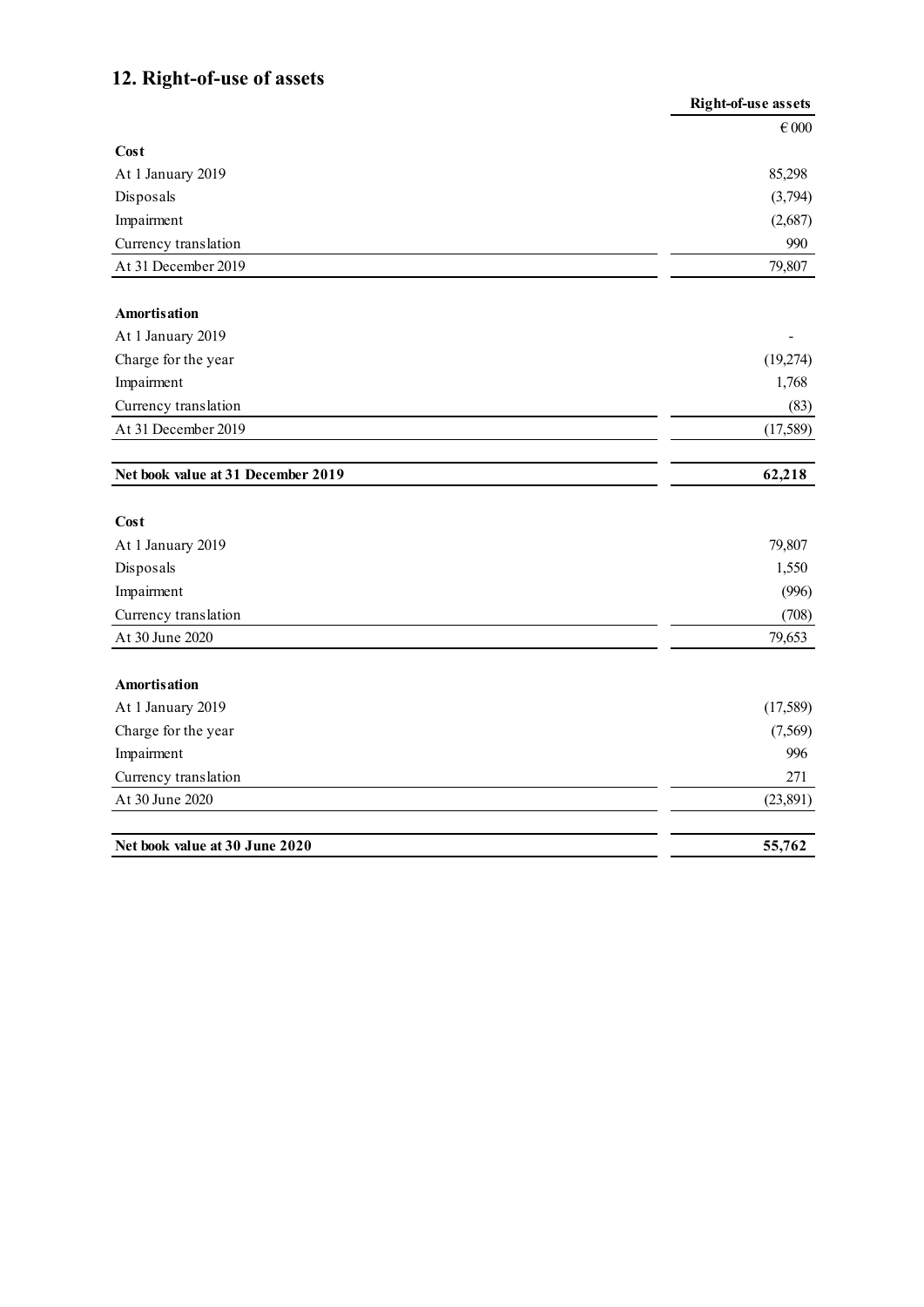## 12. Right-of-use of assets

| | Right-of-use assets |
|---|---|
| | € 000 |
| **Cost** | |
| At 1 January 2019 | 85,298 |
| Disposals | (3,794) |
| Impairment | (2,687) |
| Currency translation | 990 |
| At 31 December 2019 | 79,807 |
| | |
| **Amortisation** | |
| At 1 January 2019 | - |
| Charge for the year | (19,274) |
| Impairment | 1,768 |
| Currency translation | (83) |
| At 31 December 2019 | (17,589) |
| | |
| **Net book value at 31 December 2019** | **62,218** |
| | |
| **Cost** | |
| At 1 January 2019 | 79,807 |
| Disposals | 1,550 |
| Impairment | (996) |
| Currency translation | (708) |
| At 30 June 2020 | 79,653 |
| | |
| **Amortisation** | |
| At 1 January 2019 | (17,589) |
| Charge for the year | (7,569) |
| Impairment | 996 |
| Currency translation | 271 |
| At 30 June 2020 | (23,891) |
| | |
| **Net book value at 30 June 2020** | **55,762** |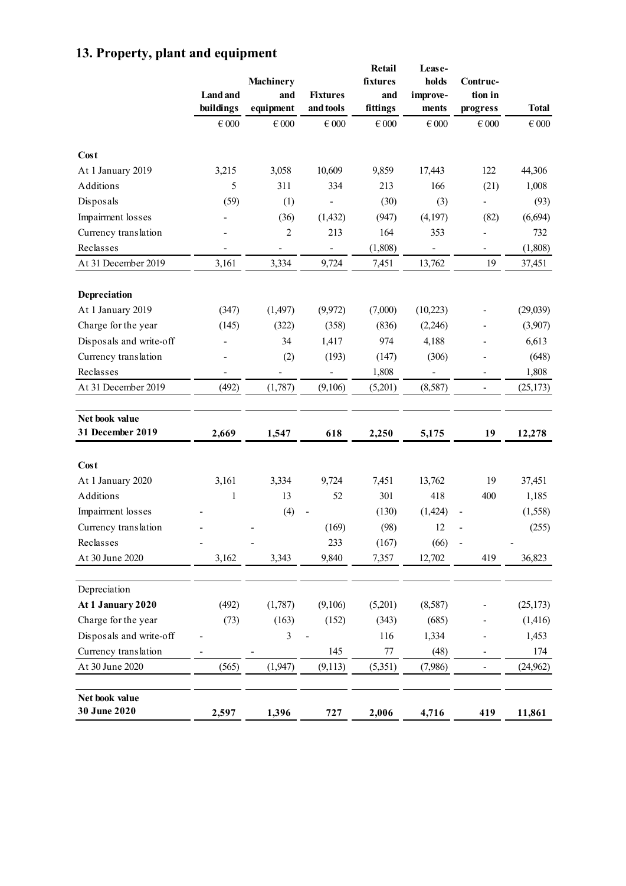## 13. Property, plant and equipment

| | Land and buildings | Machinery and equipment | Fixtures and tools | Retail fixtures and fittings | Lease-holds improve-ments | Contruc-tion in progress | Total |
|---|---|---|---|---|---|---|---|
| | € 000 | € 000 | € 000 | € 000 | € 000 | € 000 | € 000 |
| **Cost** | | | | | | | |
| At 1 January 2019 | 3,215 | 3,058 | 10,609 | 9,859 | 17,443 | 122 | 44,306 |
| Additions | 5 | 311 | 334 | 213 | 166 | (21) | 1,008 |
| Disposals | (59) | (1) | - | (30) | (3) | - | (93) |
| Impairment losses | - | (36) | (1,432) | (947) | (4,197) | (82) | (6,694) |
| Currency translation | - | 2 | 213 | 164 | 353 | - | 732 |
| Reclasses | - | - | - | (1,808) | - | - | (1,808) |
| At 31 December 2019 | 3,161 | 3,334 | 9,724 | 7,451 | 13,762 | 19 | 37,451 |
| **Depreciation** | | | | | | | |
| At 1 January 2019 | (347) | (1,497) | (9,972) | (7,000) | (10,223) | - | (29,039) |
| Charge for the year | (145) | (322) | (358) | (836) | (2,246) | - | (3,907) |
| Disposals and write-off | - | 34 | 1,417 | 974 | 4,188 | - | 6,613 |
| Currency translation | - | (2) | (193) | (147) | (306) | - | (648) |
| Reclasses | - | - | - | 1,808 | - | - | 1,808 |
| At 31 December 2019 | (492) | (1,787) | (9,106) | (5,201) | (8,587) | - | (25,173) |
| **Net book value 31 December 2019** | **2,669** | **1,547** | **618** | **2,250** | **5,175** | **19** | **12,278** |
| **Cost** | | | | | | | |
| At 1 January 2020 | 3,161 | 3,334 | 9,724 | 7,451 | 13,762 | 19 | 37,451 |
| Additions | 1 | 13 | 52 | 301 | 418 | 400 | 1,185 |
| Impairment losses | - | (4) | - | (130) | (1,424) | - | (1,558) |
| Currency translation | - | - | (169) | (98) | 12 | - | (255) |
| Reclasses | - | - | 233 | (167) | (66) | - | - |
| At 30 June 2020 | 3,162 | 3,343 | 9,840 | 7,357 | 12,702 | 419 | 36,823 |
| Depreciation | | | | | | | |
| **At 1 January 2020** | (492) | (1,787) | (9,106) | (5,201) | (8,587) | - | (25,173) |
| Charge for the year | (73) | (163) | (152) | (343) | (685) | - | (1,416) |
| Disposals and write-off | - | 3 | - | 116 | 1,334 | - | 1,453 |
| Currency translation | - | - | 145 | 77 | (48) | - | 174 |
| At 30 June 2020 | (565) | (1,947) | (9,113) | (5,351) | (7,986) | - | (24,962) |
| **Net book value 30 June 2020** | **2,597** | **1,396** | **727** | **2,006** | **4,716** | **419** | **11,861** |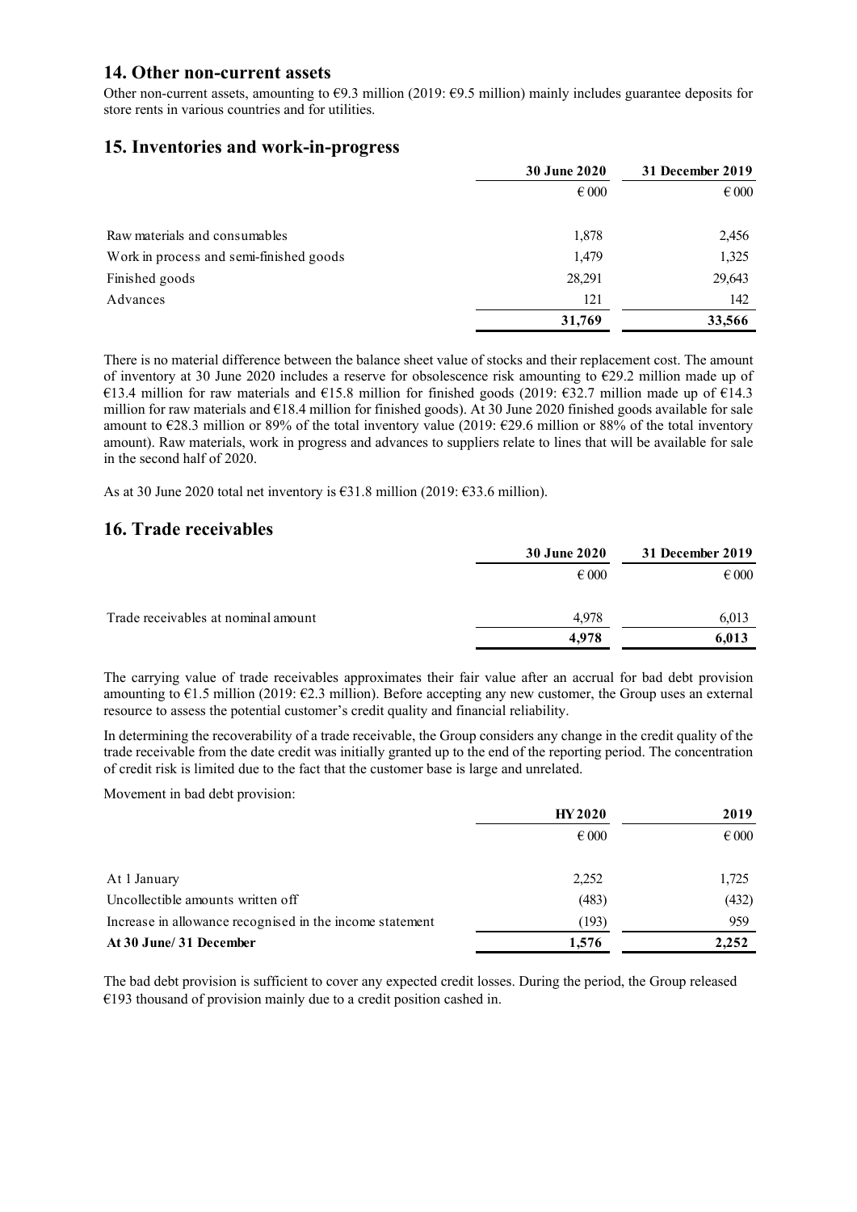## 14. Other non-current assets

Other non-current assets, amounting to €9.3 million (2019: €9.5 million) mainly includes guarantee deposits for store rents in various countries and for utilities.

## 15. Inventories and work-in-progress

| | 30 June 2020 | 31 December 2019 |
|---|---|---|
| | € 000 | € 000 |
| Raw materials and consumables | 1,878 | 2,456 |
| Work in process and semi-finished goods | 1,479 | 1,325 |
| Finished goods | 28,291 | 29,643 |
| Advances | 121 | 142 |
| | **31,769** | **33,566** |

There is no material difference between the balance sheet value of stocks and their replacement cost. The amount of inventory at 30 June 2020 includes a reserve for obsolescence risk amounting to €29.2 million made up of €13.4 million for raw materials and €15.8 million for finished goods (2019: €32.7 million made up of €14.3 million for raw materials and €18.4 million for finished goods). At 30 June 2020 finished goods available for sale amount to €28.3 million or 89% of the total inventory value (2019: €29.6 million or 88% of the total inventory amount). Raw materials, work in progress and advances to suppliers relate to lines that will be available for sale in the second half of 2020.

As at 30 June 2020 total net inventory is €31.8 million (2019: €33.6 million).

## 16. Trade receivables

| | 30 June 2020 | 31 December 2019 |
|---|---|---|
| | € 000 | € 000 |
| Trade receivables at nominal amount | 4,978 | 6,013 |
| | **4,978** | **6,013** |

The carrying value of trade receivables approximates their fair value after an accrual for bad debt provision amounting to €1.5 million (2019: €2.3 million). Before accepting any new customer, the Group uses an external resource to assess the potential customer's credit quality and financial reliability.

In determining the recoverability of a trade receivable, the Group considers any change in the credit quality of the trade receivable from the date credit was initially granted up to the end of the reporting period. The concentration of credit risk is limited due to the fact that the customer base is large and unrelated.

Movement in bad debt provision:

| | HY 2020 | 2019 |
|---|---|---|
| | € 000 | € 000 |
| At 1 January | 2,252 | 1,725 |
| Uncollectible amounts written off | (483) | (432) |
| Increase in allowance recognised in the income statement | (193) | 959 |
| **At 30 June/ 31 December** | **1,576** | **2,252** |

The bad debt provision is sufficient to cover any expected credit losses. During the period, the Group released €193 thousand of provision mainly due to a credit position cashed in.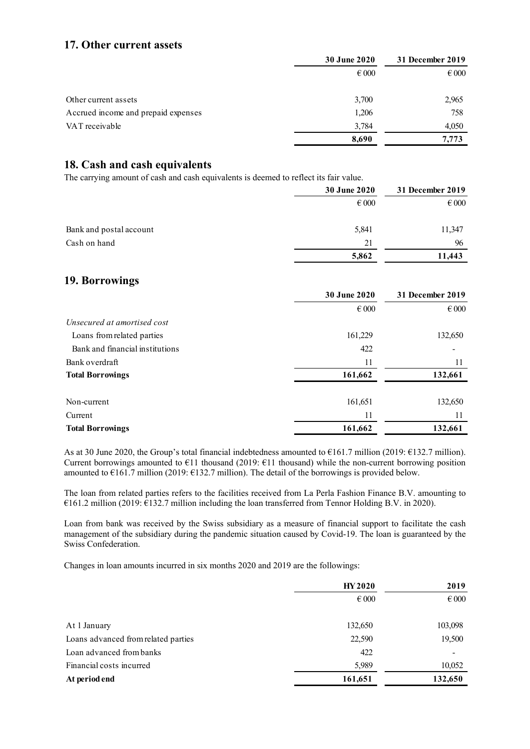## 17. Other current assets

| | 30 June 2020 | 31 December 2019 |
|---|---|---|
| | € 000 | € 000 |
| Other current assets | 3,700 | 2,965 |
| Accrued income and prepaid expenses | 1,206 | 758 |
| VAT receivable | 3,784 | 4,050 |
| | **8,690** | **7,773** |

## 18. Cash and cash equivalents

The carrying amount of cash and cash equivalents is deemed to reflect its fair value.

| | 30 June 2020 | 31 December 2019 |
|---|---|---|
| | € 000 | € 000 |
| Bank and postal account | 5,841 | 11,347 |
| Cash on hand | 21 | 96 |
| | **5,862** | **11,443** |

## 19. Borrowings

| | 30 June 2020 | 31 December 2019 |
|---|---|---|
| | € 000 | € 000 |
| *Unsecured at amortised cost* | | |
| Loans from related parties | 161,229 | 132,650 |
| Bank and financial institutions | 422 | - |
| Bank overdraft | 11 | 11 |
| **Total Borrowings** | **161,662** | **132,661** |
| | | |
| Non-current | 161,651 | 132,650 |
| Current | 11 | 11 |
| **Total Borrowings** | **161,662** | **132,661** |

As at 30 June 2020, the Group's total financial indebtedness amounted to €161.7 million (2019: €132.7 million). Current borrowings amounted to €11 thousand (2019: €11 thousand) while the non-current borrowing position amounted to €161.7 million (2019: €132.7 million). The detail of the borrowings is provided below.

The loan from related parties refers to the facilities received from La Perla Fashion Finance B.V. amounting to €161.2 million (2019: €132.7 million including the loan transferred from Tennor Holding B.V. in 2020).

Loan from bank was received by the Swiss subsidiary as a measure of financial support to facilitate the cash management of the subsidiary during the pandemic situation caused by Covid-19. The loan is guaranteed by the Swiss Confederation.

Changes in loan amounts incurred in six months 2020 and 2019 are the followings:

| | HY 2020 | 2019 |
|---|---|---|
| | € 000 | € 000 |
| At 1 January | 132,650 | 103,098 |
| Loans advanced from related parties | 22,590 | 19,500 |
| Loan advanced from banks | 422 | - |
| Financial costs incurred | 5,989 | 10,052 |
| **At period end** | **161,651** | **132,650** |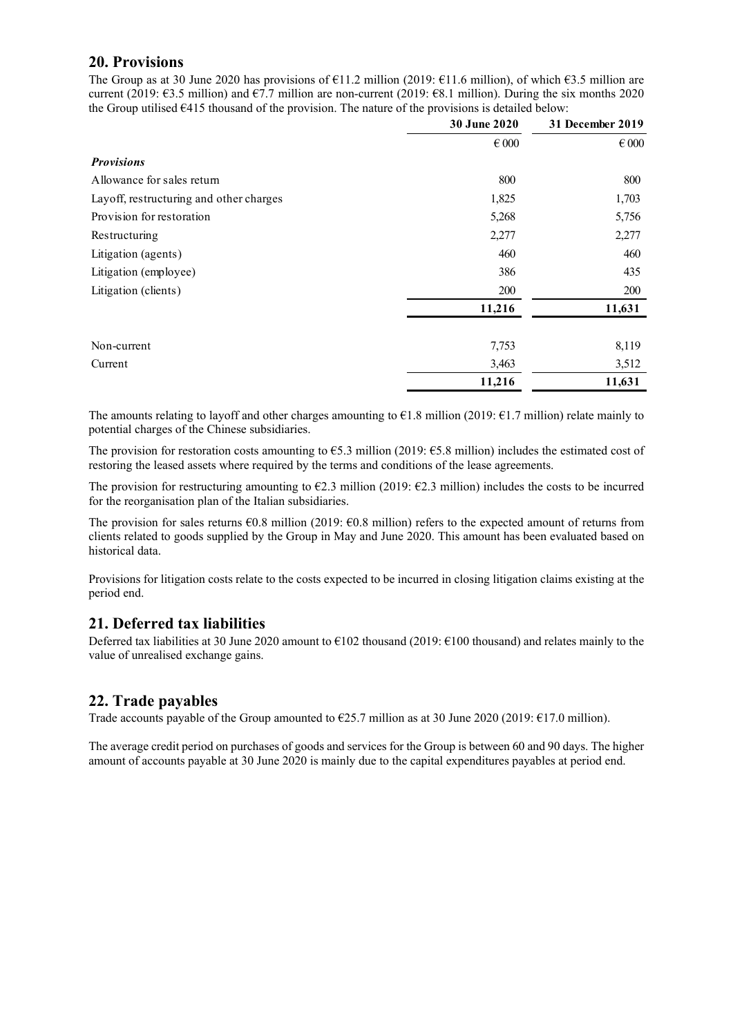## 20. Provisions

The Group as at 30 June 2020 has provisions of €11.2 million (2019: €11.6 million), of which €3.5 million are current (2019: €3.5 million) and €7.7 million are non-current (2019: €8.1 million). During the six months 2020 the Group utilised €415 thousand of the provision. The nature of the provisions is detailed below:

| | 30 June 2020 | 31 December 2019 |
|---|---|---|
| | € 000 | € 000 |
| ***Provisions*** | | |
| Allowance for sales return | 800 | 800 |
| Layoff, restructuring and other charges | 1,825 | 1,703 |
| Provision for restoration | 5,268 | 5,756 |
| Restructuring | 2,277 | 2,277 |
| Litigation (agents) | 460 | 460 |
| Litigation (employee) | 386 | 435 |
| Litigation (clients) | 200 | 200 |
| | **11,216** | **11,631** |
| | | |
| Non-current | 7,753 | 8,119 |
| Current | 3,463 | 3,512 |
| | **11,216** | **11,631** |

The amounts relating to layoff and other charges amounting to €1.8 million (2019: €1.7 million) relate mainly to potential charges of the Chinese subsidiaries.

The provision for restoration costs amounting to €5.3 million (2019: €5.8 million) includes the estimated cost of restoring the leased assets where required by the terms and conditions of the lease agreements.

The provision for restructuring amounting to €2.3 million (2019: €2.3 million) includes the costs to be incurred for the reorganisation plan of the Italian subsidiaries.

The provision for sales returns €0.8 million (2019: €0.8 million) refers to the expected amount of returns from clients related to goods supplied by the Group in May and June 2020. This amount has been evaluated based on historical data.

Provisions for litigation costs relate to the costs expected to be incurred in closing litigation claims existing at the period end.

## 21. Deferred tax liabilities

Deferred tax liabilities at 30 June 2020 amount to €102 thousand (2019: €100 thousand) and relates mainly to the value of unrealised exchange gains.

## 22. Trade payables

Trade accounts payable of the Group amounted to €25.7 million as at 30 June 2020 (2019: €17.0 million).

The average credit period on purchases of goods and services for the Group is between 60 and 90 days. The higher amount of accounts payable at 30 June 2020 is mainly due to the capital expenditures payables at period end.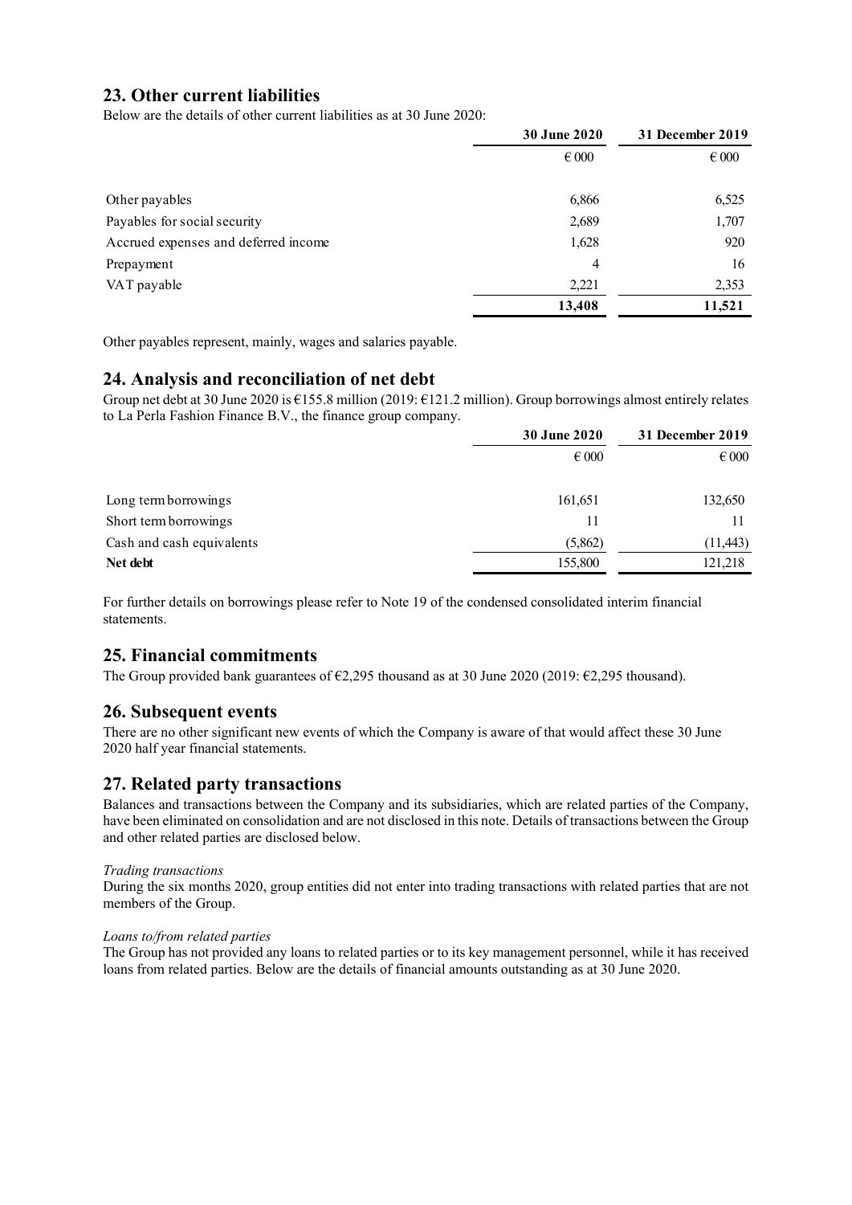## 23. Other current liabilities

Below are the details of other current liabilities as at 30 June 2020:

| | 30 June 2020 | 31 December 2019 |
|---|---|---|
| | € 000 | € 000 |
| Other payables | 6,866 | 6,525 |
| Payables for social security | 2,689 | 1,707 |
| Accrued expenses and deferred income | 1,628 | 920 |
| Prepayment | 4 | 16 |
| VAT payable | 2,221 | 2,353 |
| | **13,408** | **11,521** |

Other payables represent, mainly, wages and salaries payable.

## 24. Analysis and reconciliation of net debt

Group net debt at 30 June 2020 is €155.8 million (2019: €121.2 million). Group borrowings almost entirely relates to La Perla Fashion Finance B.V., the finance group company.

| | 30 June 2020 | 31 December 2019 |
|---|---|---|
| | € 000 | € 000 |
| Long term borrowings | 161,651 | 132,650 |
| Short term borrowings | 11 | 11 |
| Cash and cash equivalents | (5,862) | (11,443) |
| **Net debt** | 155,800 | 121,218 |

For further details on borrowings please refer to Note 19 of the condensed consolidated interim financial statements.

## 25. Financial commitments

The Group provided bank guarantees of €2,295 thousand as at 30 June 2020 (2019: €2,295 thousand).

## 26. Subsequent events

There are no other significant new events of which the Company is aware of that would affect these 30 June 2020 half year financial statements.

## 27. Related party transactions

Balances and transactions between the Company and its subsidiaries, which are related parties of the Company, have been eliminated on consolidation and are not disclosed in this note. Details of transactions between the Group and other related parties are disclosed below.

*Trading transactions*

During the six months 2020, group entities did not enter into trading transactions with related parties that are not members of the Group.

*Loans to/from related parties*

The Group has not provided any loans to related parties or to its key management personnel, while it has received loans from related parties. Below are the details of financial amounts outstanding as at 30 June 2020.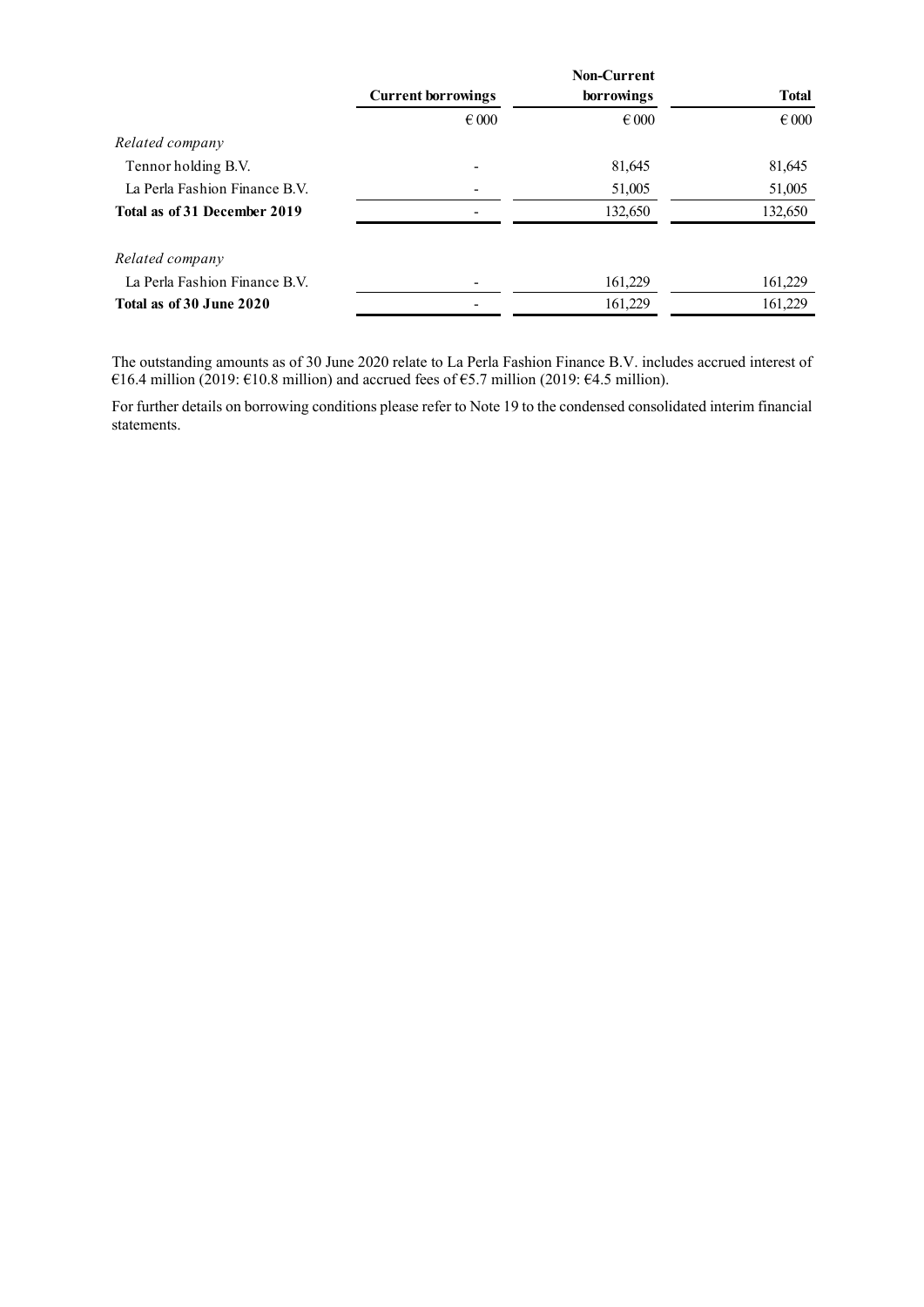| | Current borrowings | Non-Current borrowings | Total |
|---|---|---|---|
| | € 000 | € 000 | € 000 |
| *Related company* | | | |
| Tennor holding B.V. | - | 81,645 | 81,645 |
| La Perla Fashion Finance B.V. | - | 51,005 | 51,005 |
| **Total as of 31 December 2019** | - | 132,650 | 132,650 |
| *Related company* | | | |
| La Perla Fashion Finance B.V. | - | 161,229 | 161,229 |
| **Total as of 30 June 2020** | - | 161,229 | 161,229 |

The outstanding amounts as of 30 June 2020 relate to La Perla Fashion Finance B.V. includes accrued interest of €16.4 million (2019: €10.8 million) and accrued fees of €5.7 million (2019: €4.5 million).

For further details on borrowing conditions please refer to Note 19 to the condensed consolidated interim financial statements.